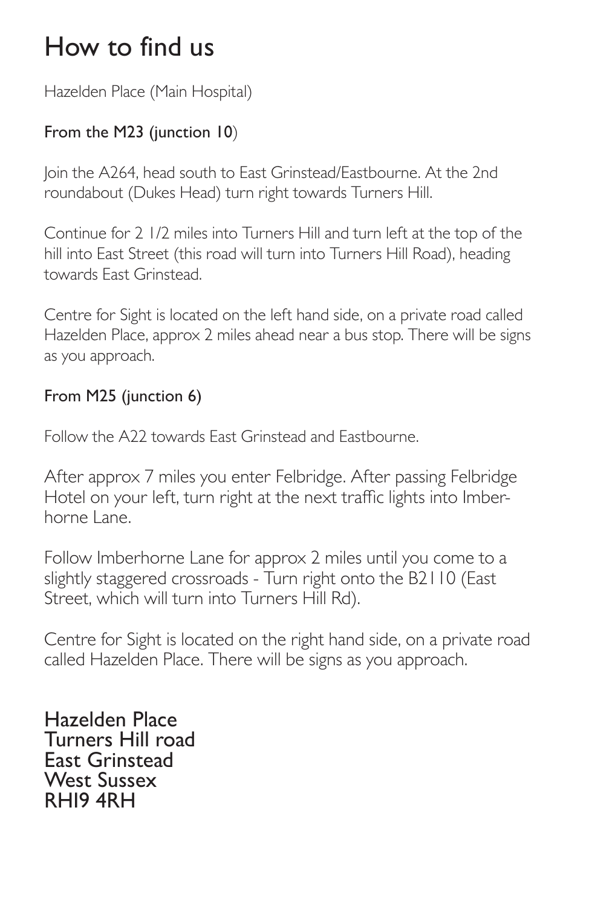# How to find us

Hazelden Place (Main Hospital)

### From the M23 (junction 10)

Join the A264, head south to East Grinstead/Eastbourne. At the 2nd roundabout (Dukes Head) turn right towards Turners Hill.

Continue for 2 1/2 miles into Turners Hill and turn left at the top of the hill into East Street (this road will turn into Turners Hill Road), heading towards East Grinstead.

Centre for Sight is located on the left hand side, on a private road called Hazelden Place, approx 2 miles ahead near a bus stop. There will be signs as you approach.

### From M25 (junction 6)

Follow the A22 towards East Grinstead and Eastbourne.

After approx 7 miles you enter Felbridge. After passing Felbridge Hotel on your left, turn right at the next traffic lights into Imberhorne Lane.

Follow Imberhorne Lane for approx 2 miles until you come to a slightly staggered crossroads - Turn right onto the B2110 (East Street, which will turn into Turners Hill Rd).

Centre for Sight is located on the right hand side, on a private road called Hazelden Place. There will be signs as you approach.

Hazelden Place
Turners Hill road
East Grinstead
West Sussex
RH19 4RH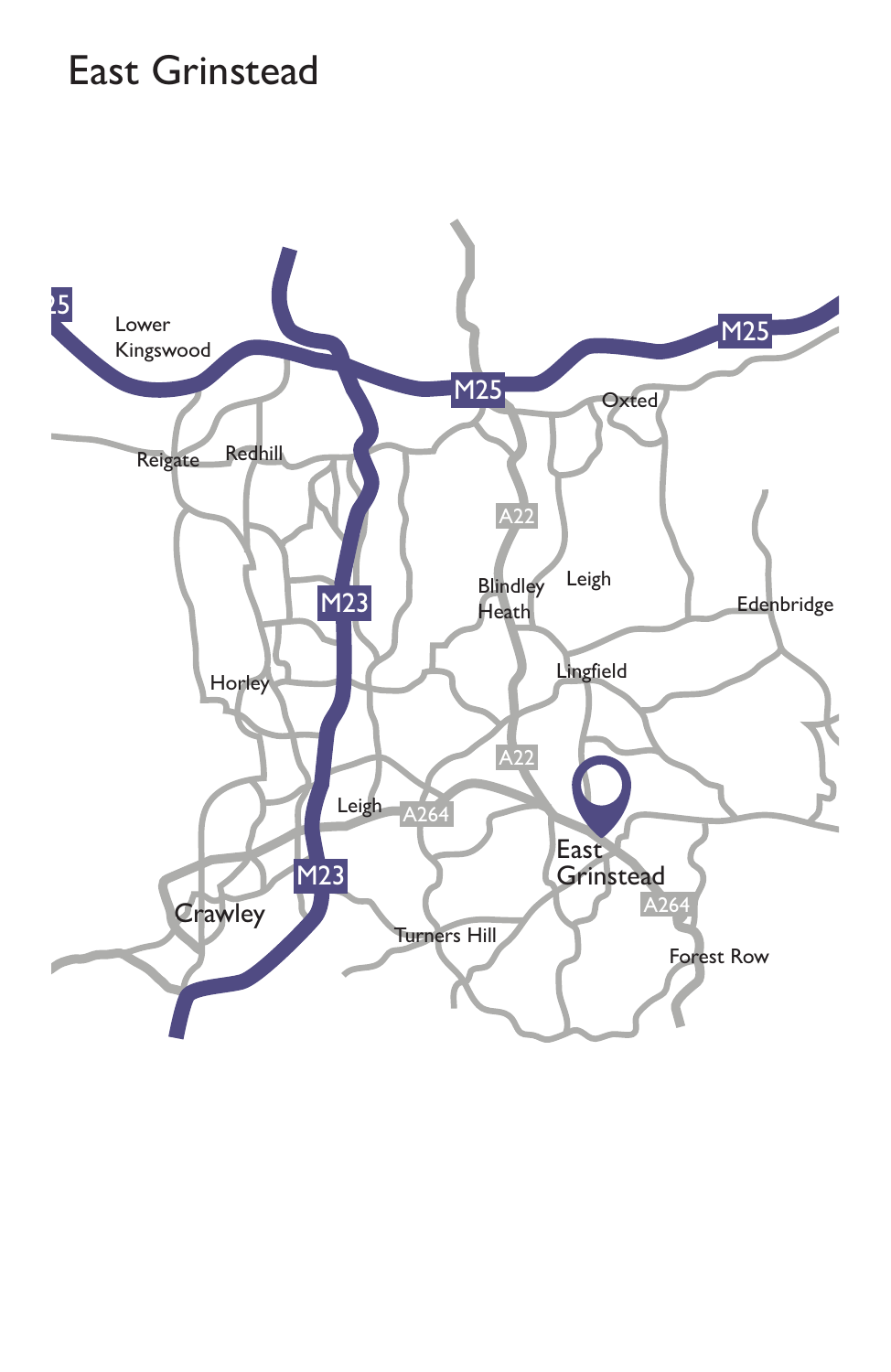# East Grinstead

Lower Kingswood

M25

M25

M25

Oxted

Reigate

Redhill

A22

M23

Blindley Heath

Leigh

Edenbridge

Horley

Lingfield

A22

Leigh

A264

M23

East Grinstead

A264

Crawley

Turners Hill

Forest Row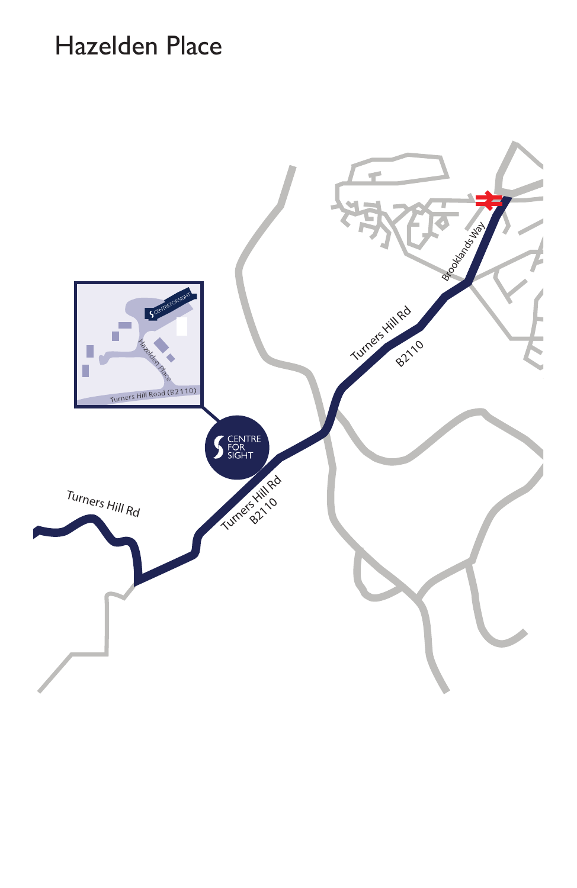# Hazelden Place

CENTRE FOR SIGHT

Hazelden Place

Turners Hill Road (B2110)

CENTRE FOR SIGHT

Turners Hill Rd

Turners Hill Rd
B2110

Turners Hill Rd
B2110

Brooklands Way